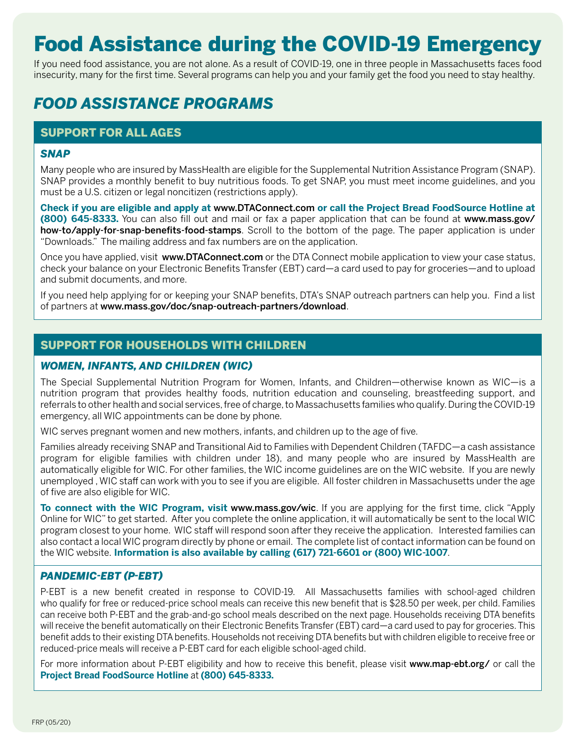# Food Assistance during the COVID-19 Emergency

If you need food assistance, you are not alone. As a result of COVID-19, one in three people in Massachusetts faces food insecurity, many for the first time. Several programs can help you and your family get the food you need to stay healthy.

## *FOOD ASSISTANCE PROGRAMS*

### SUPPORT FOR ALL AGES

#### *SNAP*

Many people who are insured by MassHealth are eligible for the Supplemental Nutrition Assistance Program (SNAP). SNAP provides a monthly benefit to buy nutritious foods. To get SNAP, you must meet income guidelines, and you must be a U.S. citizen or legal noncitizen (restrictions apply).

**Check if you are eligible and apply at www.DTAConnect.com or call the Project Bread FoodSource Hotline at (800) 645-8333.** You can also fill out and mail or fax a paper application that can be found at **www.mass.gov/how-to/apply-for-snap-benefits-food-stamps**. Scroll to the bottom of the page. The paper application is under "Downloads." The mailing address and fax numbers are on the application.

Once you have applied, visit **www.DTAConnect.com** or the DTA Connect mobile application to view your case status, check your balance on your Electronic Benefits Transfer (EBT) card—a card used to pay for groceries—and to upload and submit documents, and more.

If you need help applying for or keeping your SNAP benefits, DTA's SNAP outreach partners can help you. Find a list of partners at **www.mass.gov/doc/snap-outreach-partners/download**.

### SUPPORT FOR HOUSEHOLDS WITH CHILDREN

#### *WOMEN, INFANTS, AND CHILDREN (WIC)*

The Special Supplemental Nutrition Program for Women, Infants, and Children—otherwise known as WIC—is a nutrition program that provides healthy foods, nutrition education and counseling, breastfeeding support, and referrals to other health and social services, free of charge, to Massachusetts families who qualify. During the COVID-19 emergency, all WIC appointments can be done by phone.

WIC serves pregnant women and new mothers, infants, and children up to the age of five.

Families already receiving SNAP and Transitional Aid to Families with Dependent Children (TAFDC—a cash assistance program for eligible families with children under 18), and many people who are insured by MassHealth are automatically eligible for WIC. For other families, the WIC income guidelines are on the WIC website. If you are newly unemployed , WIC staff can work with you to see if you are eligible. All foster children in Massachusetts under the age of five are also eligible for WIC.

**To connect with the WIC Program, visit www.mass.gov/wic**. If you are applying for the first time, click "Apply Online for WIC" to get started. After you complete the online application, it will automatically be sent to the local WIC program closest to your home. WIC staff will respond soon after they receive the application. Interested families can also contact a local WIC program directly by phone or email. The complete list of contact information can be found on the WIC website. **Information is also available by calling (617) 721-6601 or (800) WIC-1007**.

#### *PANDEMIC-EBT (P-EBT)*

P-EBT is a new benefit created in response to COVID-19. All Massachusetts families with school-aged children who qualify for free or reduced-price school meals can receive this new benefit that is $28.50 per week, per child. Families can receive both P-EBT and the grab-and-go school meals described on the next page. Households receiving DTA benefits will receive the benefit automatically on their Electronic Benefits Transfer (EBT) card—a card used to pay for groceries. This benefit adds to their existing DTA benefits. Households not receiving DTA benefits but with children eligible to receive free or reduced-price meals will receive a P-EBT card for each eligible school-aged child.

For more information about P-EBT eligibility and how to receive this benefit, please visit **www.map-ebt.org/** or call the **Project Bread FoodSource Hotline** at **(800) 645-8333.**

FRP (05/20)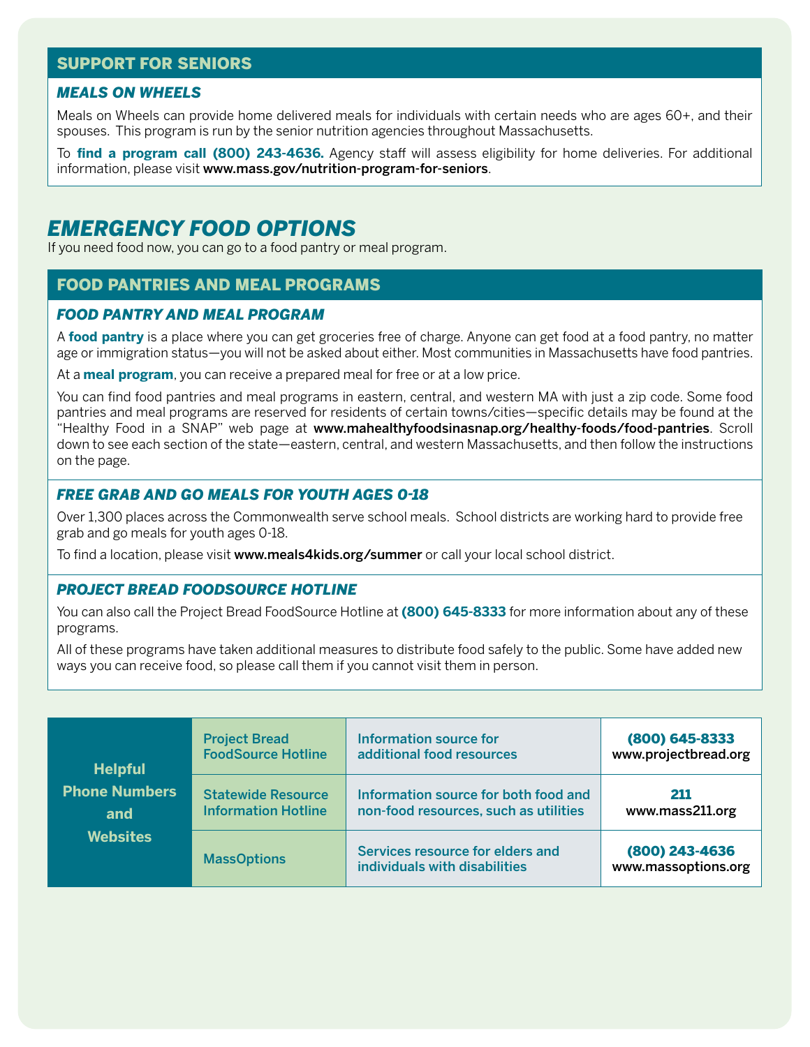## SUPPORT FOR SENIORS

### *MEALS ON WHEELS*

Meals on Wheels can provide home delivered meals for individuals with certain needs who are ages 60+, and their spouses. This program is run by the senior nutrition agencies throughout Massachusetts.

To **find a program call (800) 243-4636.** Agency staff will assess eligibility for home deliveries. For additional information, please visit **www.mass.gov/nutrition-program-for-seniors**.

# *EMERGENCY FOOD OPTIONS*

If you need food now, you can go to a food pantry or meal program.

## FOOD PANTRIES AND MEAL PROGRAMS

### *FOOD PANTRY AND MEAL PROGRAM*

A **food pantry** is a place where you can get groceries free of charge. Anyone can get food at a food pantry, no matter age or immigration status—you will not be asked about either. Most communities in Massachusetts have food pantries.

At a **meal program**, you can receive a prepared meal for free or at a low price.

You can find food pantries and meal programs in eastern, central, and western MA with just a zip code. Some food pantries and meal programs are reserved for residents of certain towns/cities—specific details may be found at the "Healthy Food in a SNAP" web page at **www.mahealthyfoodsinasnap.org/healthy-foods/food-pantries**. Scroll down to see each section of the state—eastern, central, and western Massachusetts, and then follow the instructions on the page.

### *FREE GRAB AND GO MEALS FOR YOUTH AGES 0-18*

Over 1,300 places across the Commonwealth serve school meals. School districts are working hard to provide free grab and go meals for youth ages 0-18.

To find a location, please visit **www.meals4kids.org/summer** or call your local school district.

### *PROJECT BREAD FOODSOURCE HOTLINE*

You can also call the Project Bread FoodSource Hotline at **(800) 645-8333** for more information about any of these programs.

All of these programs have taken additional measures to distribute food safely to the public. Some have added new ways you can receive food, so please call them if you cannot visit them in person.

| Helpful Phone Numbers and Websites | | | |
|---|---|---|---|
| | Project Bread FoodSource Hotline | Information source for additional food resources | **(800) 645-8333** www.projectbread.org |
| | Statewide Resource Information Hotline | Information source for both food and non-food resources, such as utilities | **211** www.mass211.org |
| | MassOptions | Services resource for elders and individuals with disabilities | **(800) 243-4636** www.massoptions.org |